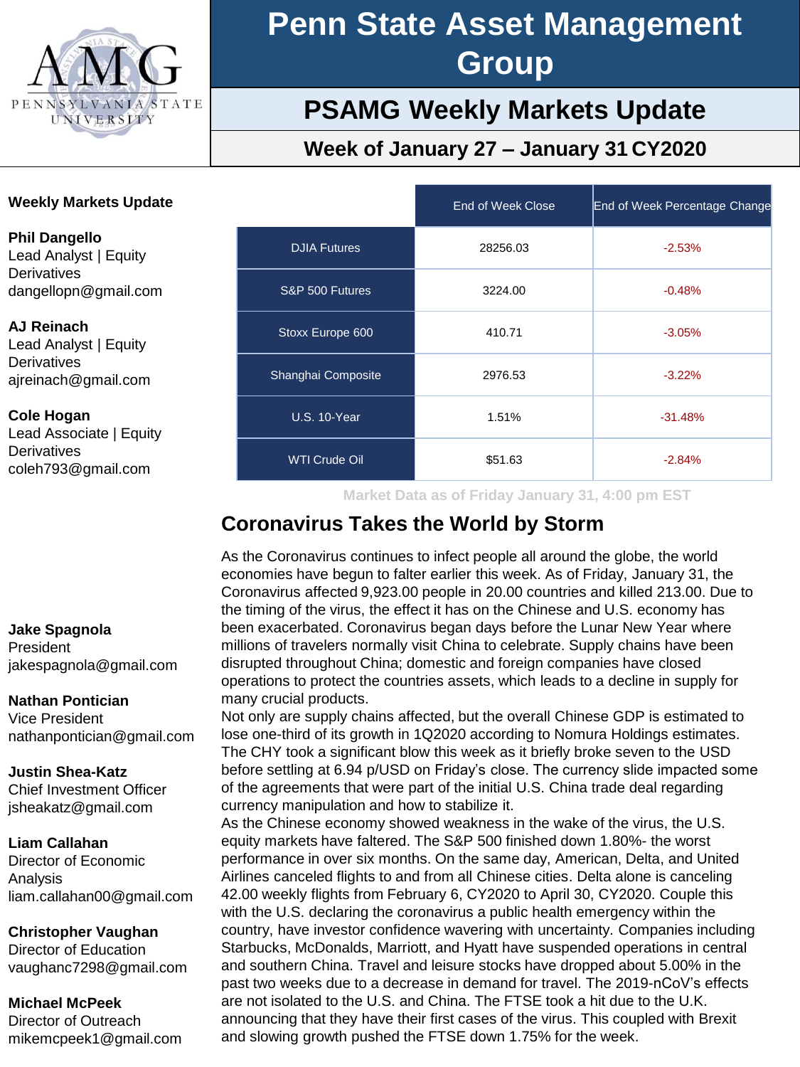# Penn State Asset Management Group

## PSAMG Weekly Markets Update

### Week of January 27 – January 31 CY2020

**Weekly Markets Update**

**Phil Dangello**
Lead Analyst | Equity Derivatives
dangellopn@gmail.com

**AJ Reinach**
Lead Analyst | Equity Derivatives
ajreinach@gmail.com

**Cole Hogan**
Lead Associate | Equity Derivatives
coleh793@gmail.com

**Jake Spagnola**
President
jakespagnola@gmail.com

**Nathan Pontician**
Vice President
nathanpontician@gmail.com

**Justin Shea-Katz**
Chief Investment Officer
jsheakatz@gmail.com

**Liam Callahan**
Director of Economic Analysis
liam.callahan00@gmail.com

**Christopher Vaughan**
Director of Education
vaughanc7298@gmail.com

**Michael McPeek**
Director of Outreach
mikemcpeek1@gmail.com

| | End of Week Close | End of Week Percentage Change |
|---|---|---|
| DJIA Futures | 28256.03 | -2.53% |
| S&P 500 Futures | 3224.00 | -0.48% |
| Stoxx Europe 600 | 410.71 | -3.05% |
| Shanghai Composite | 2976.53 | -3.22% |
| U.S. 10-Year | 1.51% | -31.48% |
| WTI Crude Oil | $51.63 | -2.84% |

Market Data as of Friday January 31, 4:00 pm EST

## Coronavirus Takes the World by Storm

As the Coronavirus continues to infect people all around the globe, the world economies have begun to falter earlier this week. As of Friday, January 31, the Coronavirus affected 9,923.00 people in 20.00 countries and killed 213.00. Due to the timing of the virus, the effect it has on the Chinese and U.S. economy has been exacerbated. Coronavirus began days before the Lunar New Year where millions of travelers normally visit China to celebrate. Supply chains have been disrupted throughout China; domestic and foreign companies have closed operations to protect the countries assets, which leads to a decline in supply for many crucial products.

Not only are supply chains affected, but the overall Chinese GDP is estimated to lose one-third of its growth in 1Q2020 according to Nomura Holdings estimates. The CHY took a significant blow this week as it briefly broke seven to the USD before settling at 6.94 p/USD on Friday's close. The currency slide impacted some of the agreements that were part of the initial U.S. China trade deal regarding currency manipulation and how to stabilize it.

As the Chinese economy showed weakness in the wake of the virus, the U.S. equity markets have faltered. The S&P 500 finished down 1.80%- the worst performance in over six months. On the same day, American, Delta, and United Airlines canceled flights to and from all Chinese cities. Delta alone is canceling 42.00 weekly flights from February 6, CY2020 to April 30, CY2020. Couple this with the U.S. declaring the coronavirus a public health emergency within the country, have investor confidence wavering with uncertainty. Companies including Starbucks, McDonalds, Marriott, and Hyatt have suspended operations in central and southern China. Travel and leisure stocks have dropped about 5.00% in the past two weeks due to a decrease in demand for travel. The 2019-nCoV's effects are not isolated to the U.S. and China. The FTSE took a hit due to the U.K. announcing that they have their first cases of the virus. This coupled with Brexit and slowing growth pushed the FTSE down 1.75% for the week.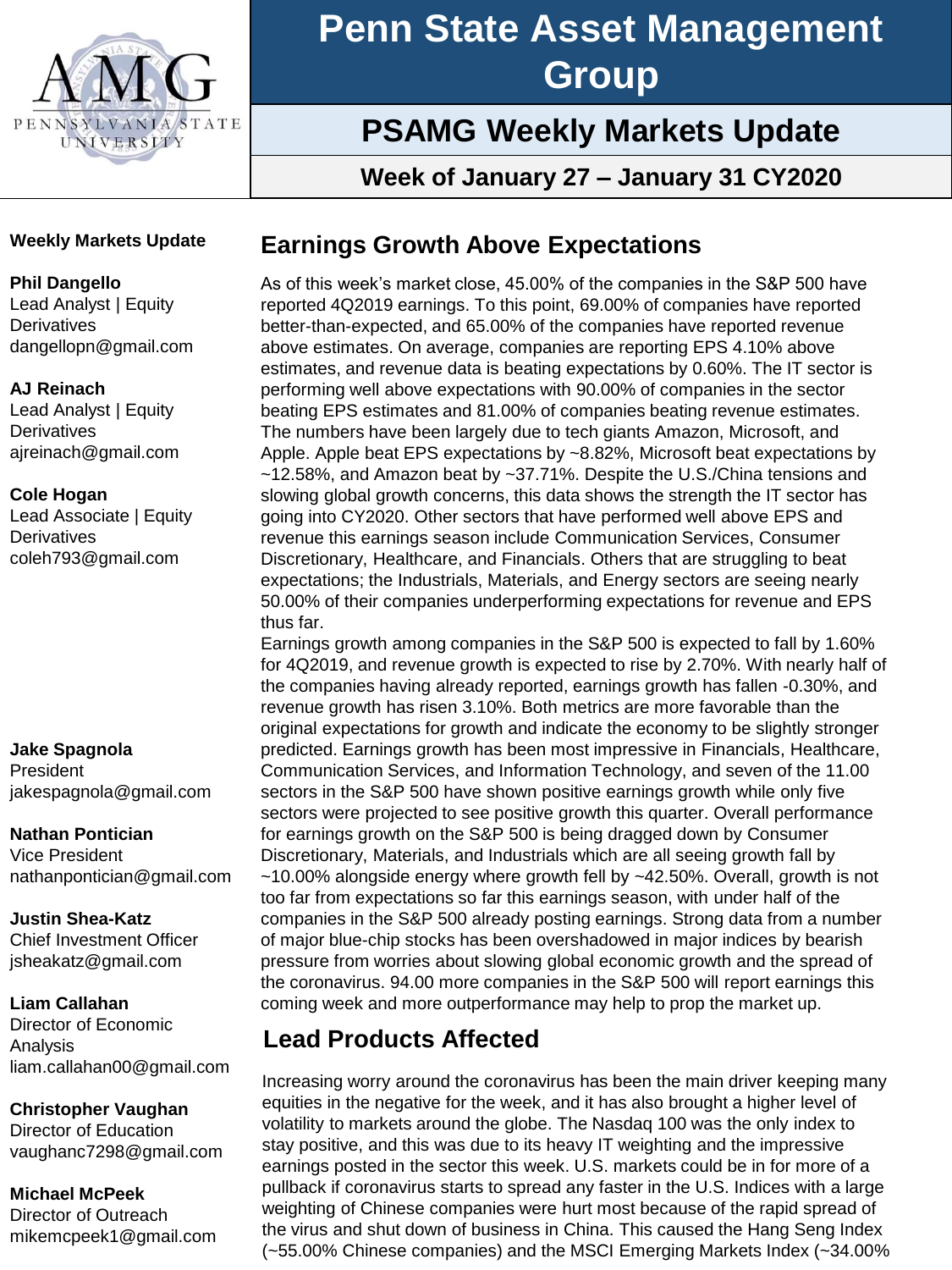# Penn State Asset Management Group

## PSAMG Weekly Markets Update

### Week of January 27 – January 31 CY2020

**Weekly Markets Update**

**Phil Dangello**
Lead Analyst | Equity Derivatives
dangellopn@gmail.com

**AJ Reinach**
Lead Analyst | Equity Derivatives
ajreinach@gmail.com

**Cole Hogan**
Lead Associate | Equity Derivatives
coleh793@gmail.com

**Jake Spagnola**
President
jakespagnola@gmail.com

**Nathan Pontician**
Vice President
nathanpontician@gmail.com

**Justin Shea-Katz**
Chief Investment Officer
jsheakatz@gmail.com

**Liam Callahan**
Director of Economic Analysis
liam.callahan00@gmail.com

**Christopher Vaughan**
Director of Education
vaughanc7298@gmail.com

**Michael McPeek**
Director of Outreach
mikemcpeek1@gmail.com

## Earnings Growth Above Expectations

As of this week's market close, 45.00% of the companies in the S&P 500 have reported 4Q2019 earnings. To this point, 69.00% of companies have reported better-than-expected, and 65.00% of the companies have reported revenue above estimates. On average, companies are reporting EPS 4.10% above estimates, and revenue data is beating expectations by 0.60%. The IT sector is performing well above expectations with 90.00% of companies in the sector beating EPS estimates and 81.00% of companies beating revenue estimates. The numbers have been largely due to tech giants Amazon, Microsoft, and Apple. Apple beat EPS expectations by ~8.82%, Microsoft beat expectations by ~12.58%, and Amazon beat by ~37.71%. Despite the U.S./China tensions and slowing global growth concerns, this data shows the strength the IT sector has going into CY2020. Other sectors that have performed well above EPS and revenue this earnings season include Communication Services, Consumer Discretionary, Healthcare, and Financials. Others that are struggling to beat expectations; the Industrials, Materials, and Energy sectors are seeing nearly 50.00% of their companies underperforming expectations for revenue and EPS thus far.

Earnings growth among companies in the S&P 500 is expected to fall by 1.60% for 4Q2019, and revenue growth is expected to rise by 2.70%. With nearly half of the companies having already reported, earnings growth has fallen -0.30%, and revenue growth has risen 3.10%. Both metrics are more favorable than the original expectations for growth and indicate the economy to be slightly stronger predicted. Earnings growth has been most impressive in Financials, Healthcare, Communication Services, and Information Technology, and seven of the 11.00 sectors in the S&P 500 have shown positive earnings growth while only five sectors were projected to see positive growth this quarter. Overall performance for earnings growth on the S&P 500 is being dragged down by Consumer Discretionary, Materials, and Industrials which are all seeing growth fall by ~10.00% alongside energy where growth fell by ~42.50%. Overall, growth is not too far from expectations so far this earnings season, with under half of the companies in the S&P 500 already posting earnings. Strong data from a number of major blue-chip stocks has been overshadowed in major indices by bearish pressure from worries about slowing global economic growth and the spread of the coronavirus. 94.00 more companies in the S&P 500 will report earnings this coming week and more outperformance may help to prop the market up.

## Lead Products Affected

Increasing worry around the coronavirus has been the main driver keeping many equities in the negative for the week, and it has also brought a higher level of volatility to markets around the globe. The Nasdaq 100 was the only index to stay positive, and this was due to its heavy IT weighting and the impressive earnings posted in the sector this week. U.S. markets could be in for more of a pullback if coronavirus starts to spread any faster in the U.S. Indices with a large weighting of Chinese companies were hurt most because of the rapid spread of the virus and shut down of business in China. This caused the Hang Seng Index (~55.00% Chinese companies) and the MSCI Emerging Markets Index (~34.00%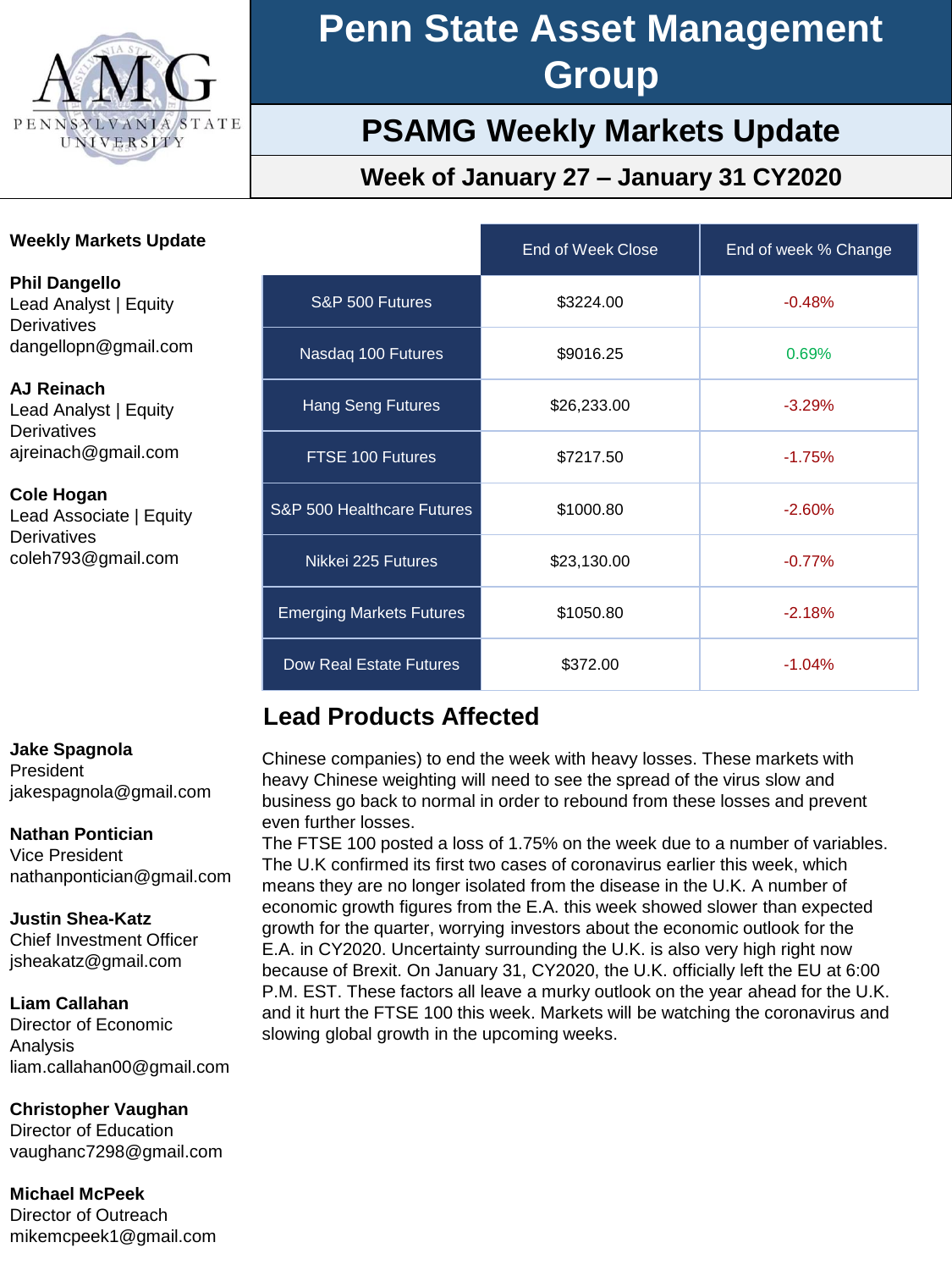# Penn State Asset Management Group

## PSAMG Weekly Markets Update

### Week of January 27 – January 31 CY2020

**Weekly Markets Update**

**Phil Dangello**
Lead Analyst | Equity Derivatives
dangellopn@gmail.com

**AJ Reinach**
Lead Analyst | Equity Derivatives
ajreinach@gmail.com

**Cole Hogan**
Lead Associate | Equity Derivatives
coleh793@gmail.com

| | End of Week Close | End of week % Change |
|---|---|---|
| S&P 500 Futures | $3224.00 | -0.48% |
| Nasdaq 100 Futures | $9016.25 | 0.69% |
| Hang Seng Futures | $26,233.00 | -3.29% |
| FTSE 100 Futures | $7217.50 | -1.75% |
| S&P 500 Healthcare Futures | $1000.80 | -2.60% |
| Nikkei 225 Futures | $23,130.00 | -0.77% |
| Emerging Markets Futures | $1050.80 | -2.18% |
| Dow Real Estate Futures | $372.00 | -1.04% |

## Lead Products Affected

Chinese companies) to end the week with heavy losses. These markets with heavy Chinese weighting will need to see the spread of the virus slow and business go back to normal in order to rebound from these losses and prevent even further losses.

The FTSE 100 posted a loss of 1.75% on the week due to a number of variables. The U.K confirmed its first two cases of coronavirus earlier this week, which means they are no longer isolated from the disease in the U.K. A number of economic growth figures from the E.A. this week showed slower than expected growth for the quarter, worrying investors about the economic outlook for the E.A. in CY2020. Uncertainty surrounding the U.K. is also very high right now because of Brexit. On January 31, CY2020, the U.K. officially left the EU at 6:00 P.M. EST. These factors all leave a murky outlook on the year ahead for the U.K. and it hurt the FTSE 100 this week. Markets will be watching the coronavirus and slowing global growth in the upcoming weeks.

**Jake Spagnola**
President
jakespagnola@gmail.com

**Nathan Pontician**
Vice President
nathanpontician@gmail.com

**Justin Shea-Katz**
Chief Investment Officer
jsheakatz@gmail.com

**Liam Callahan**
Director of Economic Analysis
liam.callahan00@gmail.com

**Christopher Vaughan**
Director of Education
vaughanc7298@gmail.com

**Michael McPeek**
Director of Outreach
mikemcpeek1@gmail.com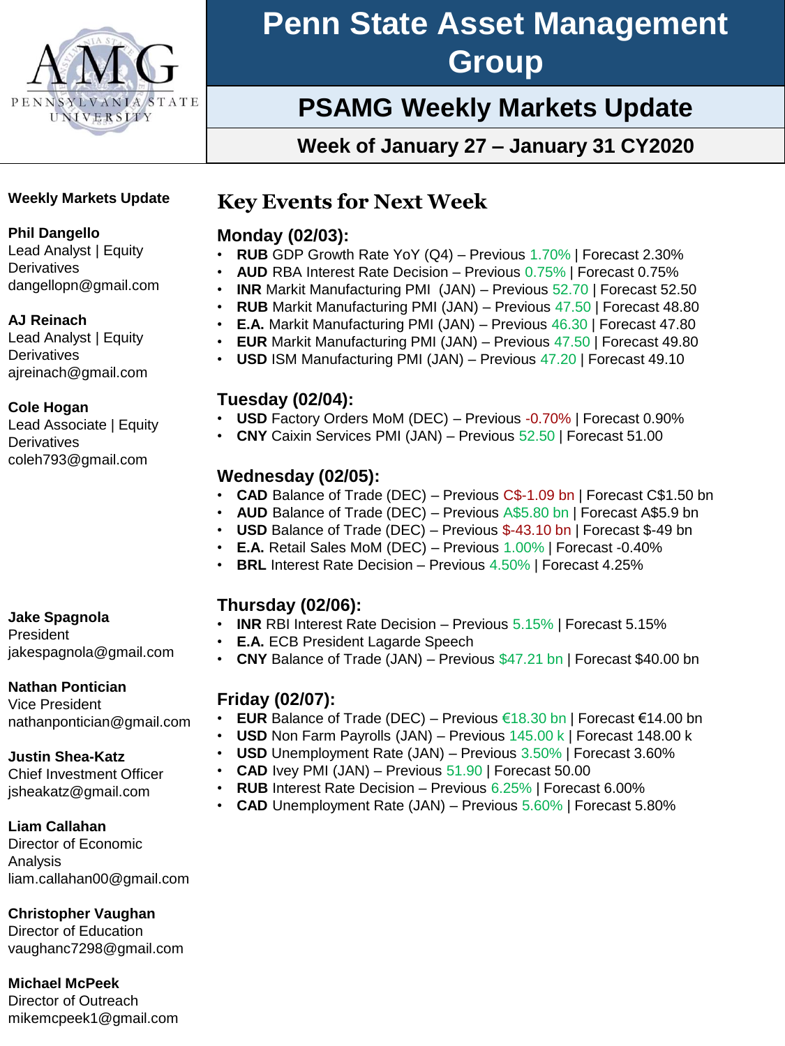# Penn State Asset Management Group

## PSAMG Weekly Markets Update

### Week of January 27 – January 31 CY2020

**Weekly Markets Update**

**Phil Dangello**
Lead Analyst | Equity Derivatives
dangellopn@gmail.com

**AJ Reinach**
Lead Analyst | Equity Derivatives
ajreinach@gmail.com

**Cole Hogan**
Lead Associate | Equity Derivatives
coleh793@gmail.com

**Jake Spagnola**
President
jakespagnola@gmail.com

**Nathan Pontician**
Vice President
nathanpontician@gmail.com

**Justin Shea-Katz**
Chief Investment Officer
jsheakatz@gmail.com

**Liam Callahan**
Director of Economic Analysis
liam.callahan00@gmail.com

**Christopher Vaughan**
Director of Education
vaughanc7298@gmail.com

**Michael McPeek**
Director of Outreach
mikemcpeek1@gmail.com

## Key Events for Next Week

### Monday (02/03):

- **RUB** GDP Growth Rate YoY (Q4) – Previous 1.70% | Forecast 2.30%
- **AUD** RBA Interest Rate Decision – Previous 0.75% | Forecast 0.75%
- **INR** Markit Manufacturing PMI (JAN) – Previous 52.70 | Forecast 52.50
- **RUB** Markit Manufacturing PMI (JAN) – Previous 47.50 | Forecast 48.80
- **E.A.** Markit Manufacturing PMI (JAN) – Previous 46.30 | Forecast 47.80
- **EUR** Markit Manufacturing PMI (JAN) – Previous 47.50 | Forecast 49.80
- **USD** ISM Manufacturing PMI (JAN) – Previous 47.20 | Forecast 49.10

### Tuesday (02/04):

- **USD** Factory Orders MoM (DEC) – Previous -0.70% | Forecast 0.90%
- **CNY** Caixin Services PMI (JAN) – Previous 52.50 | Forecast 51.00

### Wednesday (02/05):

- **CAD** Balance of Trade (DEC) – Previous C$-1.09 bn | Forecast C$1.50 bn
- **AUD** Balance of Trade (DEC) – Previous A$5.80 bn | Forecast A$5.9 bn
- **USD** Balance of Trade (DEC) – Previous $-43.10 bn | Forecast $-49 bn
- **E.A.** Retail Sales MoM (DEC) – Previous 1.00% | Forecast -0.40%
- **BRL** Interest Rate Decision – Previous 4.50% | Forecast 4.25%

### Thursday (02/06):

- **INR** RBI Interest Rate Decision – Previous 5.15% | Forecast 5.15%
- **E.A.** ECB President Lagarde Speech
- **CNY** Balance of Trade (JAN) – Previous $47.21 bn | Forecast $40.00 bn

### Friday (02/07):

- **EUR** Balance of Trade (DEC) – Previous €18.30 bn | Forecast €14.00 bn
- **USD** Non Farm Payrolls (JAN) – Previous 145.00 k | Forecast 148.00 k
- **USD** Unemployment Rate (JAN) – Previous 3.50% | Forecast 3.60%
- **CAD** Ivey PMI (JAN) – Previous 51.90 | Forecast 50.00
- **RUB** Interest Rate Decision – Previous 6.25% | Forecast 6.00%
- **CAD** Unemployment Rate (JAN) – Previous 5.60% | Forecast 5.80%